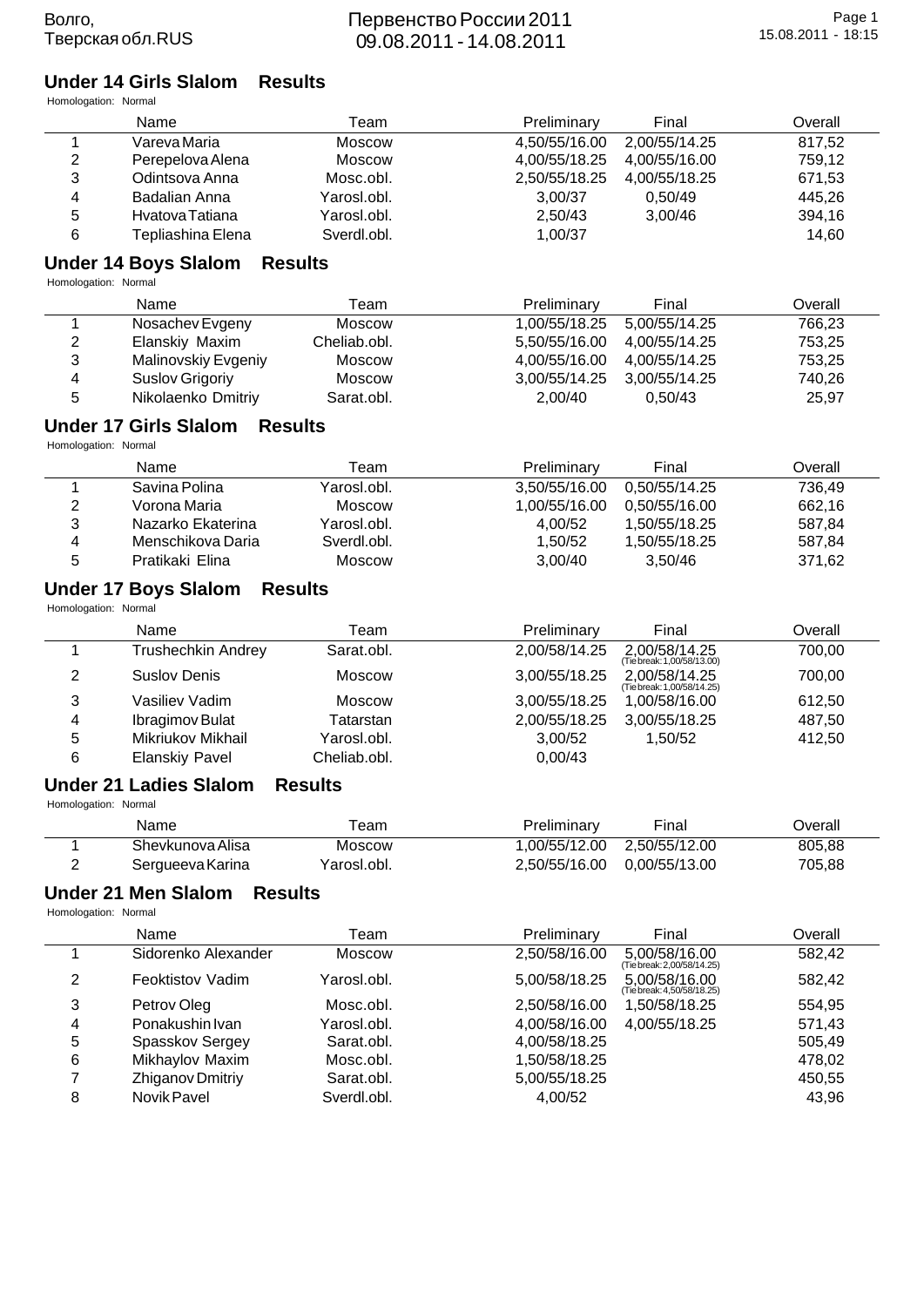Волго,
Тверская обл.RUS

Первенство России 2011
09.08.2011 - 14.08.2011

## Under 14 Girls Slalom Results

Homologation: Normal

| | Name | Team | Preliminary | Final | Overall |
|---|---|---|---|---|---|
| 1 | Vareva Maria | Moscow | 4,50/55/16.00 | 2,00/55/14.25 | 817,52 |
| 2 | Perepelova Alena | Moscow | 4,00/55/18.25 | 4,00/55/16.00 | 759,12 |
| 3 | Odintsova Anna | Mosc.obl. | 2,50/55/18.25 | 4,00/55/18.25 | 671,53 |
| 4 | Badalian Anna | Yarosl.obl. | 3,00/37 | 0,50/49 | 445,26 |
| 5 | Hvatova Tatiana | Yarosl.obl. | 2,50/43 | 3,00/46 | 394,16 |
| 6 | Tepliashina Elena | Sverdl.obl. | 1,00/37 | | 14,60 |

## Under 14 Boys Slalom Results

Homologation: Normal

| | Name | Team | Preliminary | Final | Overall |
|---|---|---|---|---|---|
| 1 | Nosachev Evgeny | Moscow | 1,00/55/18.25 | 5,00/55/14.25 | 766,23 |
| 2 | Elanskiy Maxim | Cheliab.obl. | 5,50/55/16.00 | 4,00/55/14.25 | 753,25 |
| 3 | Malinovskiy Evgeniy | Moscow | 4,00/55/16.00 | 4,00/55/14.25 | 753,25 |
| 4 | Suslov Grigoriy | Moscow | 3,00/55/14.25 | 3,00/55/14.25 | 740,26 |
| 5 | Nikolaenko Dmitriy | Sarat.obl. | 2,00/40 | 0,50/43 | 25,97 |

## Under 17 Girls Slalom Results

Homologation: Normal

| | Name | Team | Preliminary | Final | Overall |
|---|---|---|---|---|---|
| 1 | Savina Polina | Yarosl.obl. | 3,50/55/16.00 | 0,50/55/14.25 | 736,49 |
| 2 | Vorona Maria | Moscow | 1,00/55/16.00 | 0,50/55/16.00 | 662,16 |
| 3 | Nazarko Ekaterina | Yarosl.obl. | 4,00/52 | 1,50/55/18.25 | 587,84 |
| 4 | Menschikova Daria | Sverdl.obl. | 1,50/52 | 1,50/55/18.25 | 587,84 |
| 5 | Pratikaki Elina | Moscow | 3,00/40 | 3,50/46 | 371,62 |

## Under 17 Boys Slalom Results

Homologation: Normal

| | Name | Team | Preliminary | Final | Overall |
|---|---|---|---|---|---|
| 1 | Trushechkin Andrey | Sarat.obl. | 2,00/58/14.25 | 2,00/58/14.25 (Tie break: 1,00/58/13.00) | 700,00 |
| 2 | Suslov Denis | Moscow | 3,00/55/18.25 | 2,00/58/14.25 (Tie break: 1,00/58/14.25) | 700,00 |
| 3 | Vasiliev Vadim | Moscow | 3,00/55/18.25 | 1,00/58/16.00 | 612,50 |
| 4 | Ibragimov Bulat | Tatarstan | 2,00/55/18.25 | 3,00/55/18.25 | 487,50 |
| 5 | Mikriukov Mikhail | Yarosl.obl. | 3,00/52 | 1,50/52 | 412,50 |
| 6 | Elanskiy Pavel | Cheliab.obl. | 0,00/43 | | |

## Under 21 Ladies Slalom Results

Homologation: Normal

| | Name | Team | Preliminary | Final | Overall |
|---|---|---|---|---|---|
| 1 | Shevkunova Alisa | Moscow | 1,00/55/12.00 | 2,50/55/12.00 | 805,88 |
| 2 | Sergueeva Karina | Yarosl.obl. | 2,50/55/16.00 | 0,00/55/13.00 | 705,88 |

## Under 21 Men Slalom Results

Homologation: Normal

| | Name | Team | Preliminary | Final | Overall |
|---|---|---|---|---|---|
| 1 | Sidorenko Alexander | Moscow | 2,50/58/16.00 | 5,00/58/16.00 (Tie break: 2,00/58/14.25) | 582,42 |
| 2 | Feoktistov Vadim | Yarosl.obl. | 5,00/58/18.25 | 5,00/58/16.00 (Tie break: 4,50/58/18.25) | 582,42 |
| 3 | Petrov Oleg | Mosc.obl. | 2,50/58/16.00 | 1,50/58/18.25 | 554,95 |
| 4 | Ponakushin Ivan | Yarosl.obl. | 4,00/58/16.00 | 4,00/55/18.25 | 571,43 |
| 5 | Spasskov Sergey | Sarat.obl. | 4,00/58/18.25 | | 505,49 |
| 6 | Mikhaylov Maxim | Mosc.obl. | 1,50/58/18.25 | | 478,02 |
| 7 | Zhiganov Dmitriy | Sarat.obl. | 5,00/55/18.25 | | 450,55 |
| 8 | Novik Pavel | Sverdl.obl. | 4,00/52 | | 43,96 |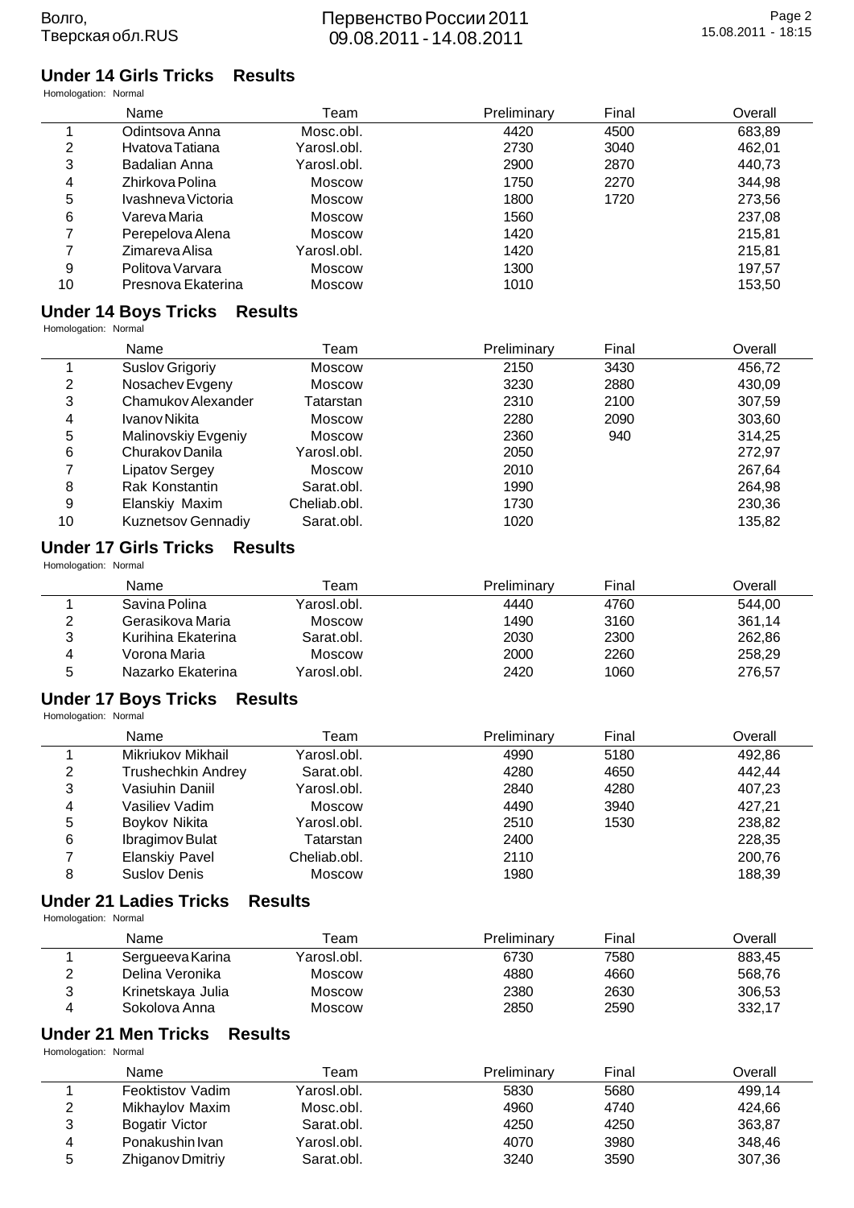## Under 14 Girls Tricks Results

Homologation: Normal

| | Name | Team | Preliminary | Final | Overall |
|---|---|---|---|---|---|
| 1 | Odintsova Anna | Mosc.obl. | 4420 | 4500 | 683,89 |
| 2 | Hvatova Tatiana | Yarosl.obl. | 2730 | 3040 | 462,01 |
| 3 | Badalian Anna | Yarosl.obl. | 2900 | 2870 | 440,73 |
| 4 | Zhirkova Polina | Moscow | 1750 | 2270 | 344,98 |
| 5 | Ivashneva Victoria | Moscow | 1800 | 1720 | 273,56 |
| 6 | Vareva Maria | Moscow | 1560 | | 237,08 |
| 7 | Perepelova Alena | Moscow | 1420 | | 215,81 |
| 7 | Zimareva Alisa | Yarosl.obl. | 1420 | | 215,81 |
| 9 | Politova Varvara | Moscow | 1300 | | 197,57 |
| 10 | Presnova Ekaterina | Moscow | 1010 | | 153,50 |

## Under 14 Boys Tricks Results

Homologation: Normal

| | Name | Team | Preliminary | Final | Overall |
|---|---|---|---|---|---|
| 1 | Suslov Grigoriy | Moscow | 2150 | 3430 | 456,72 |
| 2 | Nosachev Evgeny | Moscow | 3230 | 2880 | 430,09 |
| 3 | Chamukov Alexander | Tatarstan | 2310 | 2100 | 307,59 |
| 4 | Ivanov Nikita | Moscow | 2280 | 2090 | 303,60 |
| 5 | Malinovskiy Evgeniy | Moscow | 2360 | 940 | 314,25 |
| 6 | Churakov Danila | Yarosl.obl. | 2050 | | 272,97 |
| 7 | Lipatov Sergey | Moscow | 2010 | | 267,64 |
| 8 | Rak Konstantin | Sarat.obl. | 1990 | | 264,98 |
| 9 | Elanskiy Maxim | Cheliab.obl. | 1730 | | 230,36 |
| 10 | Kuznetsov Gennadiy | Sarat.obl. | 1020 | | 135,82 |

## Under 17 Girls Tricks Results

Homologation: Normal

| | Name | Team | Preliminary | Final | Overall |
|---|---|---|---|---|---|
| 1 | Savina Polina | Yarosl.obl. | 4440 | 4760 | 544,00 |
| 2 | Gerasikova Maria | Moscow | 1490 | 3160 | 361,14 |
| 3 | Kurihina Ekaterina | Sarat.obl. | 2030 | 2300 | 262,86 |
| 4 | Vorona Maria | Moscow | 2000 | 2260 | 258,29 |
| 5 | Nazarko Ekaterina | Yarosl.obl. | 2420 | 1060 | 276,57 |

## Under 17 Boys Tricks Results

Homologation: Normal

| | Name | Team | Preliminary | Final | Overall |
|---|---|---|---|---|---|
| 1 | Mikriukov Mikhail | Yarosl.obl. | 4990 | 5180 | 492,86 |
| 2 | Trushechkin Andrey | Sarat.obl. | 4280 | 4650 | 442,44 |
| 3 | Vasiuhin Daniil | Yarosl.obl. | 2840 | 4280 | 407,23 |
| 4 | Vasiliev Vadim | Moscow | 4490 | 3940 | 427,21 |
| 5 | Boykov Nikita | Yarosl.obl. | 2510 | 1530 | 238,82 |
| 6 | Ibragimov Bulat | Tatarstan | 2400 | | 228,35 |
| 7 | Elanskiy Pavel | Cheliab.obl. | 2110 | | 200,76 |
| 8 | Suslov Denis | Moscow | 1980 | | 188,39 |

## Under 21 Ladies Tricks Results

Homologation: Normal

| | Name | Team | Preliminary | Final | Overall |
|---|---|---|---|---|---|
| 1 | Sergueeva Karina | Yarosl.obl. | 6730 | 7580 | 883,45 |
| 2 | Delina Veronika | Moscow | 4880 | 4660 | 568,76 |
| 3 | Krinetskaya Julia | Moscow | 2380 | 2630 | 306,53 |
| 4 | Sokolova Anna | Moscow | 2850 | 2590 | 332,17 |

## Under 21 Men Tricks Results

Homologation: Normal

| | Name | Team | Preliminary | Final | Overall |
|---|---|---|---|---|---|
| 1 | Feoktistov Vadim | Yarosl.obl. | 5830 | 5680 | 499,14 |
| 2 | Mikhaylov Maxim | Mosc.obl. | 4960 | 4740 | 424,66 |
| 3 | Bogatir Victor | Sarat.obl. | 4250 | 4250 | 363,87 |
| 4 | Ponakushin Ivan | Yarosl.obl. | 4070 | 3980 | 348,46 |
| 5 | Zhiganov Dmitriy | Sarat.obl. | 3240 | 3590 | 307,36 |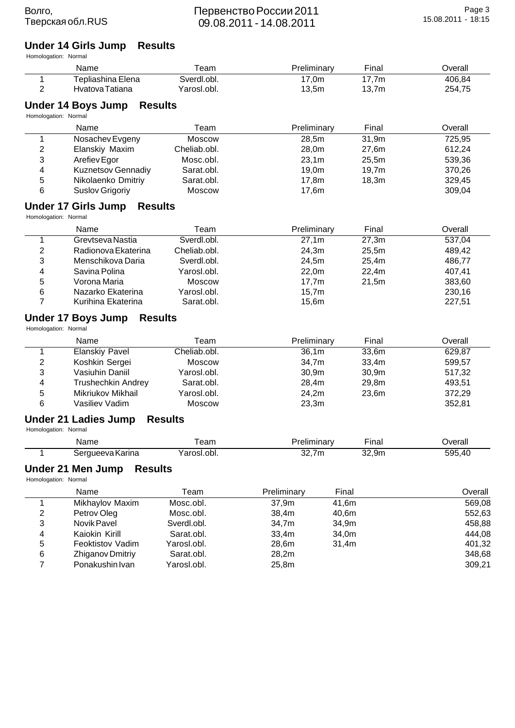## Under 14 Girls Jump Results

Homologation: Normal

| | Name | Team | Preliminary | Final | Overall |
|---|---|---|---|---|---|
| 1 | Tepliashina Elena | Sverdl.obl. | 17,0m | 17,7m | 406,84 |
| 2 | Hvatova Tatiana | Yarosl.obl. | 13,5m | 13,7m | 254,75 |

## Under 14 Boys Jump Results

Homologation: Normal

| | Name | Team | Preliminary | Final | Overall |
|---|---|---|---|---|---|
| 1 | Nosachev Evgeny | Moscow | 28,5m | 31,9m | 725,95 |
| 2 | Elanskiy Maxim | Cheliab.obl. | 28,0m | 27,6m | 612,24 |
| 3 | Arefiev Egor | Mosc.obl. | 23,1m | 25,5m | 539,36 |
| 4 | Kuznetsov Gennadiy | Sarat.obl. | 19,0m | 19,7m | 370,26 |
| 5 | Nikolaenko Dmitriy | Sarat.obl. | 17,8m | 18,3m | 329,45 |
| 6 | Suslov Grigoriy | Moscow | 17,6m | | 309,04 |

## Under 17 Girls Jump Results

Homologation: Normal

| | Name | Team | Preliminary | Final | Overall |
|---|---|---|---|---|---|
| 1 | Grevtseva Nastia | Sverdl.obl. | 27,1m | 27,3m | 537,04 |
| 2 | Radionova Ekaterina | Cheliab.obl. | 24,3m | 25,5m | 489,42 |
| 3 | Menschikova Daria | Sverdl.obl. | 24,5m | 25,4m | 486,77 |
| 4 | Savina Polina | Yarosl.obl. | 22,0m | 22,4m | 407,41 |
| 5 | Vorona Maria | Moscow | 17,7m | 21,5m | 383,60 |
| 6 | Nazarko Ekaterina | Yarosl.obl. | 15,7m | | 230,16 |
| 7 | Kurihina Ekaterina | Sarat.obl. | 15,6m | | 227,51 |

## Under 17 Boys Jump Results

Homologation: Normal

| | Name | Team | Preliminary | Final | Overall |
|---|---|---|---|---|---|
| 1 | Elanskiy Pavel | Cheliab.obl. | 36,1m | 33,6m | 629,87 |
| 2 | Koshkin Sergei | Moscow | 34,7m | 33,4m | 599,57 |
| 3 | Vasiuhin Daniil | Yarosl.obl. | 30,9m | 30,9m | 517,32 |
| 4 | Trushechkin Andrey | Sarat.obl. | 28,4m | 29,8m | 493,51 |
| 5 | Mikriukov Mikhail | Yarosl.obl. | 24,2m | 23,6m | 372,29 |
| 6 | Vasiliev Vadim | Moscow | 23,3m | | 352,81 |

## Under 21 Ladies Jump Results

Homologation: Normal

| | Name | Team | Preliminary | Final | Overall |
|---|---|---|---|---|---|
| 1 | Sergueeva Karina | Yarosl.obl. | 32,7m | 32,9m | 595,40 |

## Under 21 Men Jump Results

Homologation: Normal

| | Name | Team | Preliminary | Final | Overall |
|---|---|---|---|---|---|
| 1 | Mikhaylov Maxim | Mosc.obl. | 37,9m | 41,6m | 569,08 |
| 2 | Petrov Oleg | Mosc.obl. | 38,4m | 40,6m | 552,63 |
| 3 | Novik Pavel | Sverdl.obl. | 34,7m | 34,9m | 458,88 |
| 4 | Kaiokin Kirill | Sarat.obl. | 33,4m | 34,0m | 444,08 |
| 5 | Feoktistov Vadim | Yarosl.obl. | 28,6m | 31,4m | 401,32 |
| 6 | Zhiganov Dmitriy | Sarat.obl. | 28,2m | | 348,68 |
| 7 | Ponakushin Ivan | Yarosl.obl. | 25,8m | | 309,21 |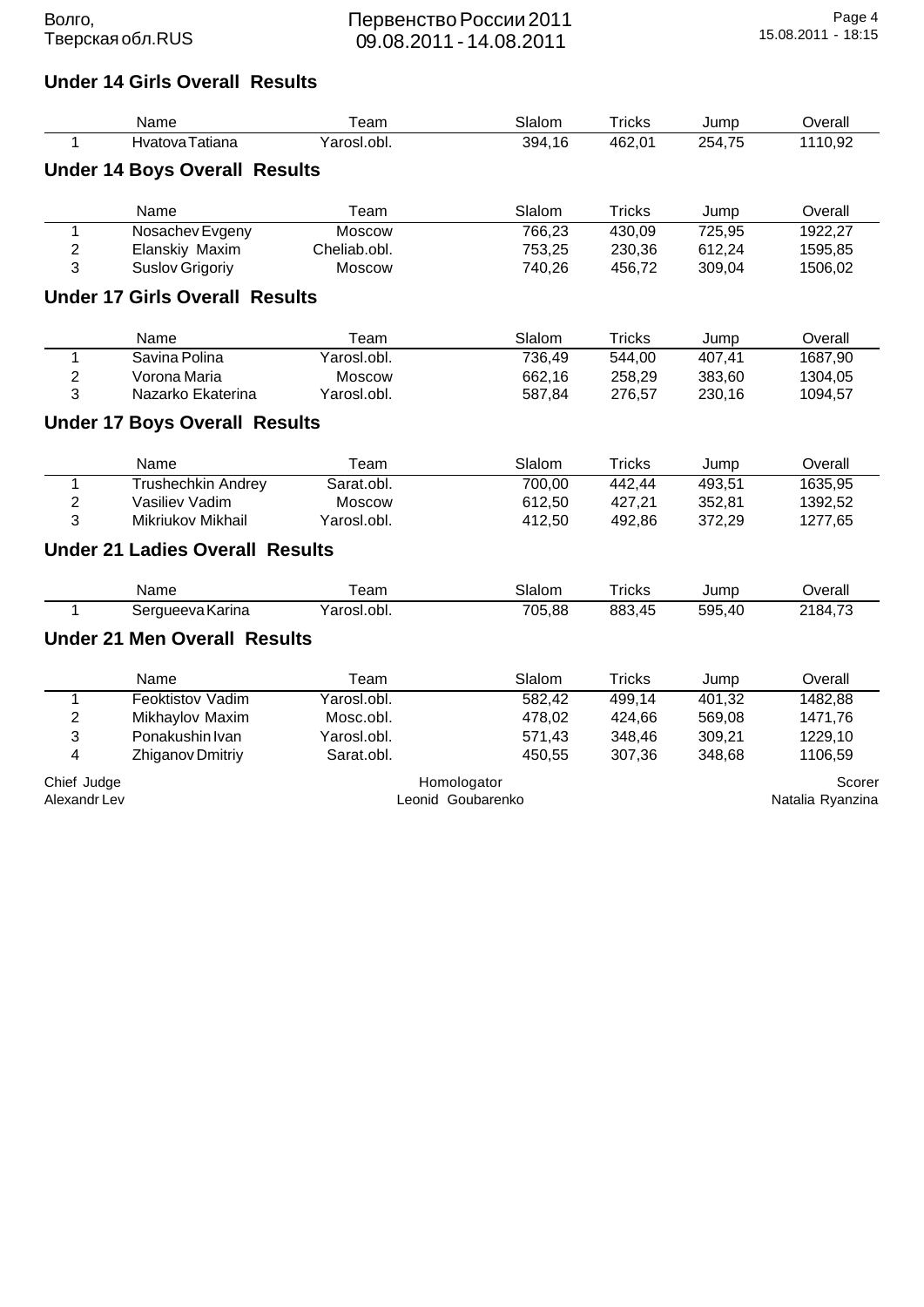## Under 14 Girls Overall Results

| | Name | Team | Slalom | Tricks | Jump | Overall |
|---|---|---|---|---|---|---|
| 1 | Hvatova Tatiana | Yarosl.obl. | 394,16 | 462,01 | 254,75 | 1110,92 |

## Under 14 Boys Overall Results

| | Name | Team | Slalom | Tricks | Jump | Overall |
|---|---|---|---|---|---|---|
| 1 | Nosachev Evgeny | Moscow | 766,23 | 430,09 | 725,95 | 1922,27 |
| 2 | Elanskiy Maxim | Cheliab.obl. | 753,25 | 230,36 | 612,24 | 1595,85 |
| 3 | Suslov Grigoriy | Moscow | 740,26 | 456,72 | 309,04 | 1506,02 |

## Under 17 Girls Overall Results

| | Name | Team | Slalom | Tricks | Jump | Overall |
|---|---|---|---|---|---|---|
| 1 | Savina Polina | Yarosl.obl. | 736,49 | 544,00 | 407,41 | 1687,90 |
| 2 | Vorona Maria | Moscow | 662,16 | 258,29 | 383,60 | 1304,05 |
| 3 | Nazarko Ekaterina | Yarosl.obl. | 587,84 | 276,57 | 230,16 | 1094,57 |

## Under 17 Boys Overall Results

| | Name | Team | Slalom | Tricks | Jump | Overall |
|---|---|---|---|---|---|---|
| 1 | Trushechkin Andrey | Sarat.obl. | 700,00 | 442,44 | 493,51 | 1635,95 |
| 2 | Vasiliev Vadim | Moscow | 612,50 | 427,21 | 352,81 | 1392,52 |
| 3 | Mikriukov Mikhail | Yarosl.obl. | 412,50 | 492,86 | 372,29 | 1277,65 |

## Under 21 Ladies Overall Results

| | Name | Team | Slalom | Tricks | Jump | Overall |
|---|---|---|---|---|---|---|
| 1 | Sergueeva Karina | Yarosl.obl. | 705,88 | 883,45 | 595,40 | 2184,73 |

## Under 21 Men Overall Results

| | Name | Team | Slalom | Tricks | Jump | Overall |
|---|---|---|---|---|---|---|
| 1 | Feoktistov Vadim | Yarosl.obl. | 582,42 | 499,14 | 401,32 | 1482,88 |
| 2 | Mikhaylov Maxim | Mosc.obl. | 478,02 | 424,66 | 569,08 | 1471,76 |
| 3 | Ponakushin Ivan | Yarosl.obl. | 571,43 | 348,46 | 309,21 | 1229,10 |
| 4 | Zhiganov Dmitriy | Sarat.obl. | 450,55 | 307,36 | 348,68 | 1106,59 |

Chief Judge
Alexandr Lev

Homologator
Leonid Goubarenko

Scorer
Natalia Ryanzina